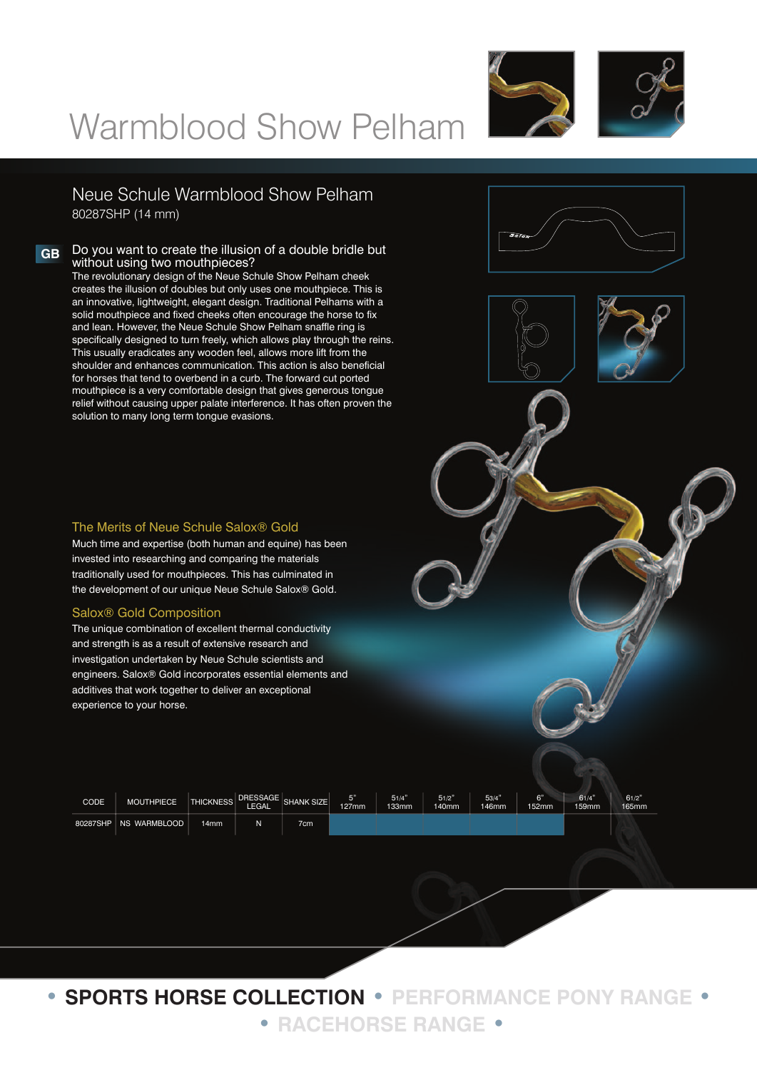# Warmblood Show Pelham

## Neue Schule Warmblood Show Pelham

80287SHP (14 mm)

GB

### Do you want to create the illusion of a double bridle but without using two mouthpieces?

The revolutionary design of the Neue Schule Show Pelham cheek creates the illusion of doubles but only uses one mouthpiece. This is an innovative, lightweight, elegant design. Traditional Pelhams with a solid mouthpiece and fixed cheeks often encourage the horse to fix and lean. However, the Neue Schule Show Pelham snaffle ring is specifically designed to turn freely, which allows play through the reins. This usually eradicates any wooden feel, allows more lift from the shoulder and enhances communication. This action is also beneficial for horses that tend to overbend in a curb. The forward cut ported mouthpiece is a very comfortable design that gives generous tongue relief without causing upper palate interference. It has often proven the solution to many long term tongue evasions.

### The Merits of Neue Schule Salox® Gold

Much time and expertise (both human and equine) has been invested into researching and comparing the materials traditionally used for mouthpieces. This has culminated in the development of our unique Neue Schule Salox® Gold.

### Salox® Gold Composition

The unique combination of excellent thermal conductivity and strength is as a result of extensive research and investigation undertaken by Neue Schule scientists and engineers. Salox® Gold incorporates essential elements and additives that work together to deliver an exceptional experience to your horse.

| CODE | MOUTHPIECE | THICKNESS | DRESSAGE LEGAL | SHANK SIZE | 5" 127mm | 5 1/4" 133mm | 5 1/2" 140mm | 5 3/4" 146mm | 6" 152mm | 6 1/4" 159mm | 6 1/2" 165mm |
|---|---|---|---|---|---|---|---|---|---|---|---|
| 80287SHP | NS WARMBLOOD | 14mm | N | 7cm | ■ | ■ | ■ | ■ | ■ | | |

• **SPORTS HORSE COLLECTION** • PERFORMANCE PONY RANGE • • RACEHORSE RANGE •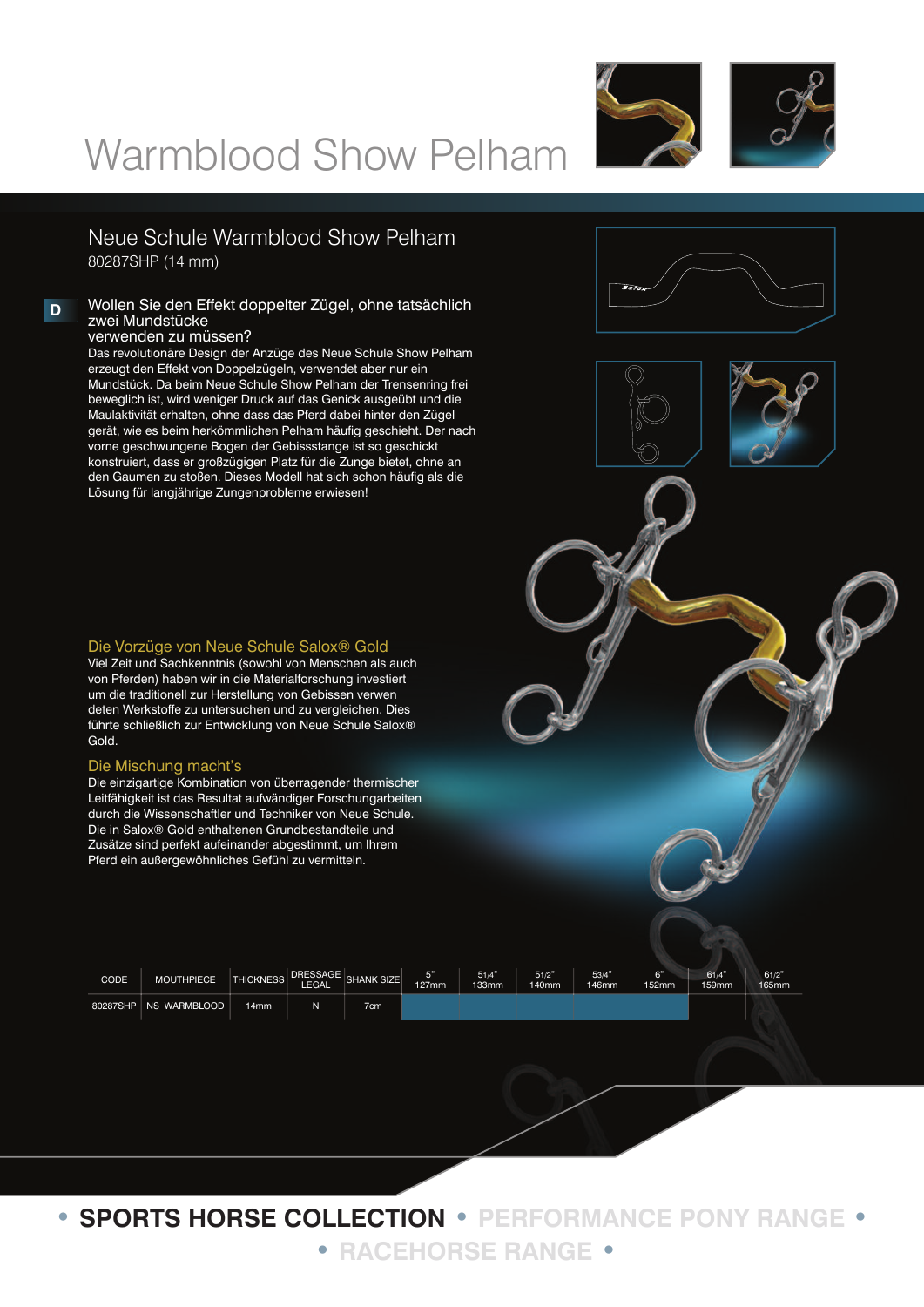# Warmblood Show Pelham

## Neue Schule Warmblood Show Pelham

80287SHP (14 mm)

D

### Wollen Sie den Effekt doppelter Zügel, ohne tatsächlich zwei Mundstücke verwenden zu müssen?

Das revolutionäre Design der Anzüge des Neue Schule Show Pelham erzeugt den Effekt von Doppelzügeln, verwendet aber nur ein Mundstück. Da beim Neue Schule Show Pelham der Trensenring frei beweglich ist, wird weniger Druck auf das Genick ausgeübt und die Maulaktivität erhalten, ohne dass das Pferd dabei hinter den Zügel gerät, wie es beim herkömmlichen Pelham häufig geschieht. Der nach vorne geschwungene Bogen der Gebissstange ist so geschickt konstruiert, dass er großzügigen Platz für die Zunge bietet, ohne an den Gaumen zu stoßen. Dieses Modell hat sich schon häufig als die Lösung für langjährige Zungenprobleme erwiesen!

### Die Vorzüge von Neue Schule Salox® Gold

Viel Zeit und Sachkenntnis (sowohl von Menschen als auch von Pferden) haben wir in die Materialforschung investiert um die traditionell zur Herstellung von Gebissen verwendeten Werkstoffe zu untersuchen und zu vergleichen. Dies führte schließlich zur Entwicklung von Neue Schule Salox® Gold.

### Die Mischung macht's

Die einzigartige Kombination von überragender thermischer Leitfähigkeit ist das Resultat aufwändiger Forschungarbeiten durch die Wissenschaftler und Techniker von Neue Schule. Die in Salox® Gold enthaltenen Grundbestandteile und Zusätze sind perfekt aufeinander abgestimmt, um Ihrem Pferd ein außergewöhnliches Gefühl zu vermitteln.

| CODE | MOUTHPIECE | THICKNESS | DRESSAGE LEGAL | SHANK SIZE | 5" 127mm | 5 1/4" 133mm | 5 1/2" 140mm | 5 3/4" 146mm | 6" 152mm | 6 1/4" 159mm | 6 1/2" 165mm |
|---|---|---|---|---|---|---|---|---|---|---|---|
| 80287SHP | NS WARMBLOOD | 14mm | N | 7cm | | | | | | | |

• SPORTS HORSE COLLECTION • PERFORMANCE PONY RANGE • RACEHORSE RANGE •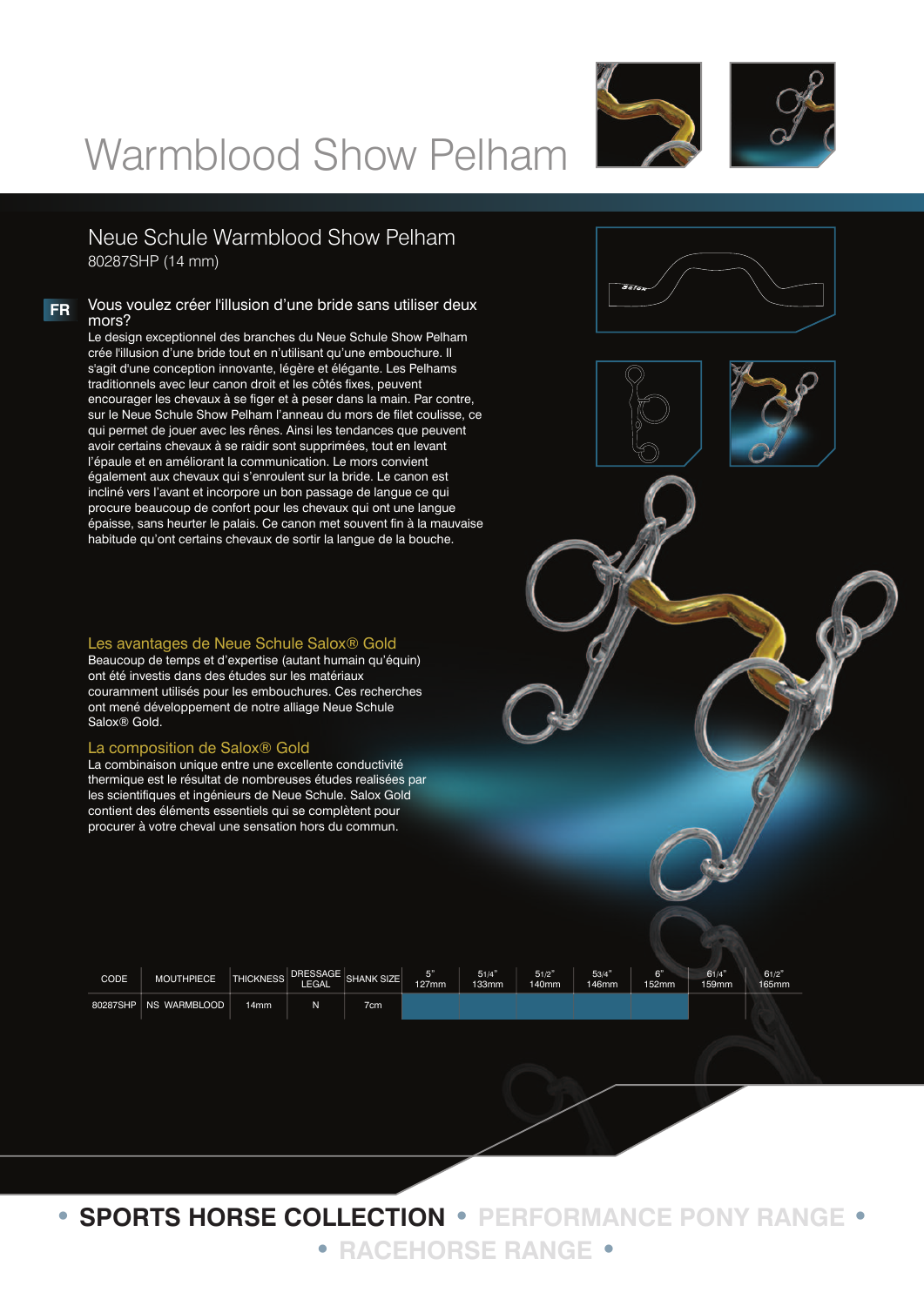# Warmblood Show Pelham

## Neue Schule Warmblood Show Pelham

80287SHP (14 mm)

FR

### Vous voulez créer l'illusion d'une bride sans utiliser deux mors?

Le design exceptionnel des branches du Neue Schule Show Pelham crée l'illusion d'une bride tout en n'utilisant qu'une embouchure. Il s'agit d'une conception innovante, légère et élégante. Les Pelhams traditionnels avec leur canon droit et les côtés fixes, peuvent encourager les chevaux à se figer et à peser dans la main. Par contre, sur le Neue Schule Show Pelham l'anneau du mors de filet coulisse, ce qui permet de jouer avec les rênes. Ainsi les tendances que peuvent avoir certains chevaux à se raidir sont supprimées, tout en levant l'épaule et en améliorant la communication. Le mors convient également aux chevaux qui s'enroulent sur la bride. Le canon est incliné vers l'avant et incorpore un bon passage de langue ce qui procure beaucoup de confort pour les chevaux qui ont une langue épaisse, sans heurter le palais. Ce canon met souvent fin à la mauvaise habitude qu'ont certains chevaux de sortir la langue de la bouche.

### Les avantages de Neue Schule Salox® Gold

Beaucoup de temps et d'expertise (autant humain qu'équin) ont été investis dans des études sur les matériaux couramment utilisés pour les embouchures. Ces recherches ont mené développement de notre alliage Neue Schule Salox® Gold.

### La composition de Salox® Gold

La combinaison unique entre une excellente conductivité thermique est le résultat de nombreuses études realisées par les scientifiques et ingénieurs de Neue Schule. Salox Gold contient des éléments essentiels qui se complètent pour procurer à votre cheval une sensation hors du commun.

| CODE | MOUTHPIECE | THICKNESS | DRESSAGE LEGAL | SHANK SIZE | 5" 127mm | 51/4" 133mm | 51/2" 140mm | 53/4" 146mm | 6" 152mm | 61/4" 159mm | 61/2" 165mm |
|---|---|---|---|---|---|---|---|---|---|---|---|
| 80287SHP | NS WARMBLOOD | 14mm | N | 7cm | ■ | ■ | ■ | ■ | ■ | | |

• **SPORTS HORSE COLLECTION** • PERFORMANCE PONY RANGE • RACEHORSE RANGE •